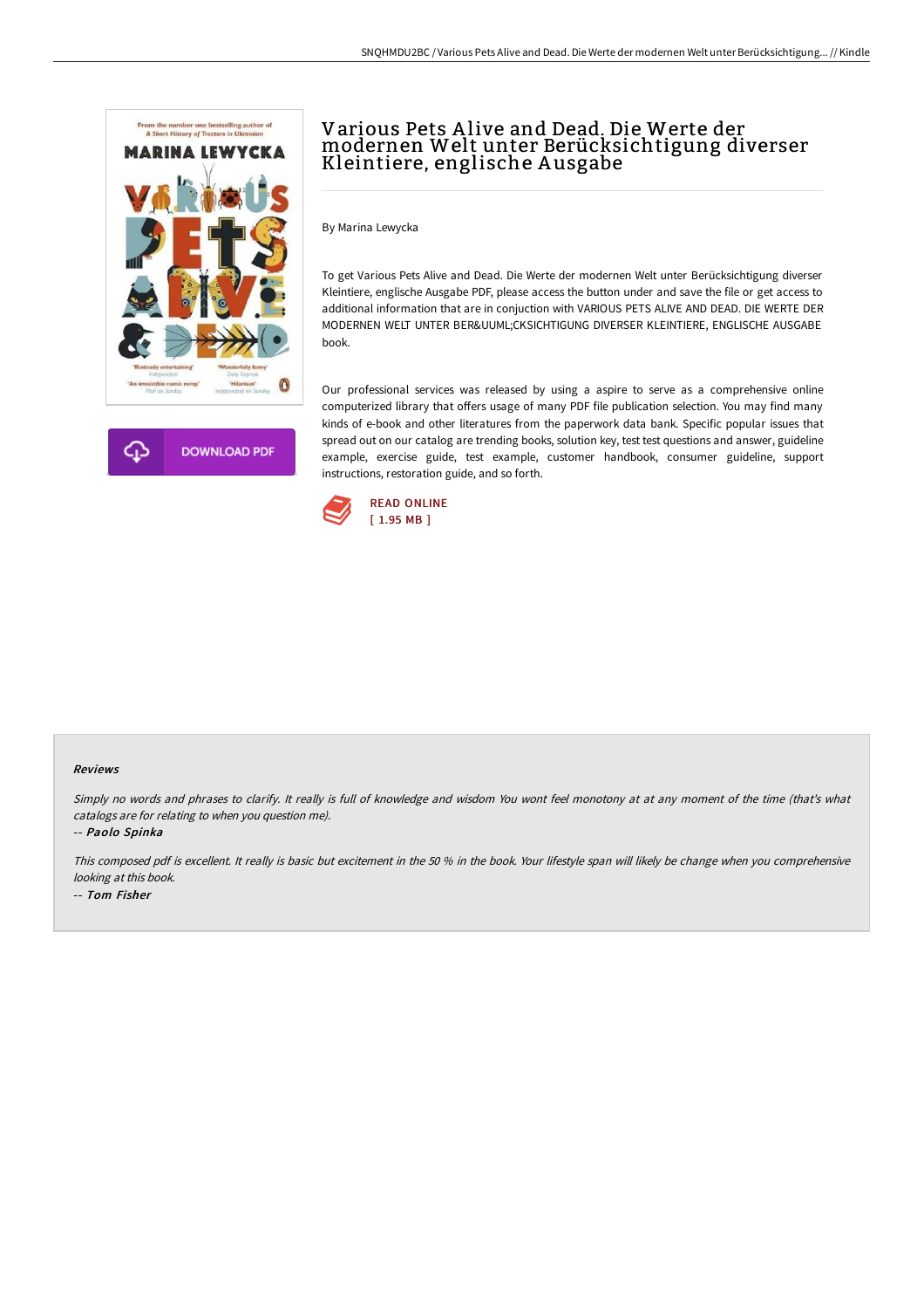# Various Pets Alive and Dead. Die Werte der modernen Welt unter Berücksichtigung diverser Kleintiere, englische Ausgabe

By Marina Lewycka

To get Various Pets Alive and Dead. Die Werte der modernen Welt unter Berücksichtigung diverser Kleintiere, englische Ausgabe PDF, please access the button under and save the file or get access to additional information that are in conjuction with VARIOUS PETS ALIVE AND DEAD. DIE WERTE DER MODERNEN WELT UNTER BER&UUML;CKSICHTIGUNG DIVERSER KLEINTIERE, ENGLISCHE AUSGABE book.

Our professional services was released by using a aspire to serve as a comprehensive online computerized library that offers usage of many PDF file publication selection. You may find many kinds of e-book and other literatures from the paperwork data bank. Specific popular issues that spread out on our catalog are trending books, solution key, test test questions and answer, guideline example, exercise guide, test example, customer handbook, consumer guideline, support instructions, restoration guide, and so forth.

READ ONLINE
[ 1.95 MB ]

DOWNLOAD PDF

### Reviews

*Simply no words and phrases to clarify. It really is full of knowledge and wisdom You wont feel monotony at at any moment of the time (that's what catalogs are for relating to when you question me).*

*-- Paolo Spinka*

*This composed pdf is excellent. It really is basic but excitement in the 50 % in the book. Your lifestyle span will likely be change when you comprehensive looking at this book.*

*-- Tom Fisher*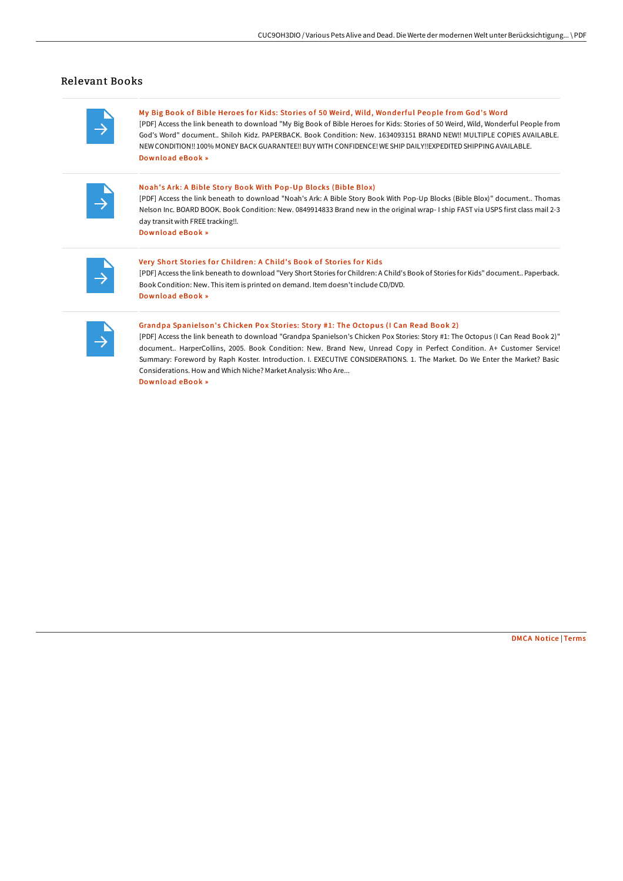## Relevant Books

### My Big Book of Bible Heroes for Kids: Stories of 50 Weird, Wild, Wonderful People from God's Word

[PDF] Access the link beneath to download "My Big Book of Bible Heroes for Kids: Stories of 50 Weird, Wild, Wonderful People from God's Word" document.. Shiloh Kidz. PAPERBACK. Book Condition: New. 1634093151 BRAND NEW!! MULTIPLE COPIES AVAILABLE. NEW CONDITION!! 100% MONEY BACK GUARANTEE!! BUY WITH CONFIDENCE! WE SHIP DAILY!!EXPEDITED SHIPPING AVAILABLE.

Download eBook »

### Noah's Ark: A Bible Story Book With Pop-Up Blocks (Bible Blox)

[PDF] Access the link beneath to download "Noah's Ark: A Bible Story Book With Pop-Up Blocks (Bible Blox)" document.. Thomas Nelson Inc. BOARD BOOK. Book Condition: New. 0849914833 Brand new in the original wrap- I ship FAST via USPS first class mail 2-3 day transit with FREE tracking!!.

Download eBook »

### Very Short Stories for Children: A Child's Book of Stories for Kids

[PDF] Access the link beneath to download "Very Short Stories for Children: A Child's Book of Stories for Kids" document.. Paperback. Book Condition: New. This item is printed on demand. Item doesn't include CD/DVD.

Download eBook »

### Grandpa Spanielson's Chicken Pox Stories: Story #1: The Octopus (I Can Read Book 2)

[PDF] Access the link beneath to download "Grandpa Spanielson's Chicken Pox Stories: Story #1: The Octopus (I Can Read Book 2)" document.. HarperCollins, 2005. Book Condition: New. Brand New, Unread Copy in Perfect Condition. A+ Customer Service! Summary: Foreword by Raph Koster. Introduction. I. EXECUTIVE CONSIDERATIONS. 1. The Market. Do We Enter the Market? Basic Considerations. How and Which Niche? Market Analysis: Who Are...

Download eBook »